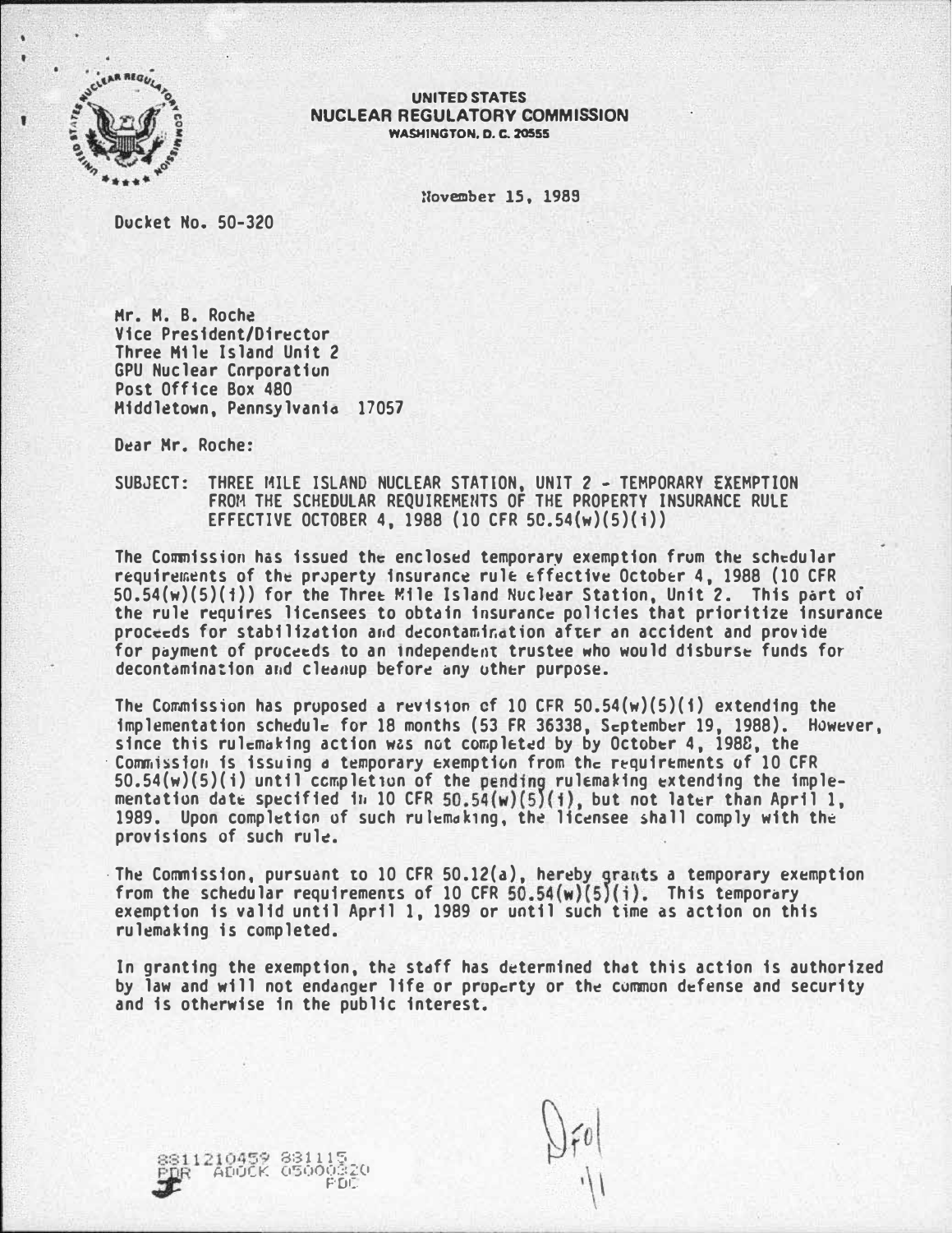**UNITED STATES**
**NUCLEAR REGULATORY COMMISSION**
**WASHINGTON, D. C. 20555**

November 15, 1988

Docket No. 50-320

Mr. M. B. Roche
Vice President/Director
Three Mile Island Unit 2
GPU Nuclear Corporation
Post Office Box 480
Middletown, Pennsylvania 17057

Dear Mr. Roche:

SUBJECT: THREE MILE ISLAND NUCLEAR STATION, UNIT 2 - TEMPORARY EXEMPTION FROM THE SCHEDULAR REQUIREMENTS OF THE PROPERTY INSURANCE RULE EFFECTIVE OCTOBER 4, 1988 (10 CFR 50.54(w)(5)(i))

The Commission has issued the enclosed temporary exemption from the schedular requirements of the property insurance rule effective October 4, 1988 (10 CFR 50.54(w)(5)(i)) for the Three Mile Island Nuclear Station, Unit 2. This part of the rule requires licensees to obtain insurance policies that prioritize insurance proceeds for stabilization and decontamination after an accident and provide for payment of proceeds to an independent trustee who would disburse funds for decontamination and cleanup before any other purpose.

The Commission has proposed a revision of 10 CFR 50.54(w)(5)(i) extending the implementation schedule for 18 months (53 FR 36338, September 19, 1988). However, since this rulemaking action was not completed by by October 4, 1988, the Commission is issuing a temporary exemption from the requirements of 10 CFR 50.54(w)(5)(i) until completion of the pending rulemaking extending the implementation date specified in 10 CFR 50.54(w)(5)(i), but not later than April 1, 1989. Upon completion of such rulemaking, the licensee shall comply with the provisions of such rule.

The Commission, pursuant to 10 CFR 50.12(a), hereby grants a temporary exemption from the schedular requirements of 10 CFR 50.54(w)(5)(i). This temporary exemption is valid until April 1, 1989 or until such time as action on this rulemaking is completed.

In granting the exemption, the staff has determined that this action is authorized by law and will not endanger life or property or the common defense and security and is otherwise in the public interest.

8811210459 881115
PDR ADOCK 05000320
P PDC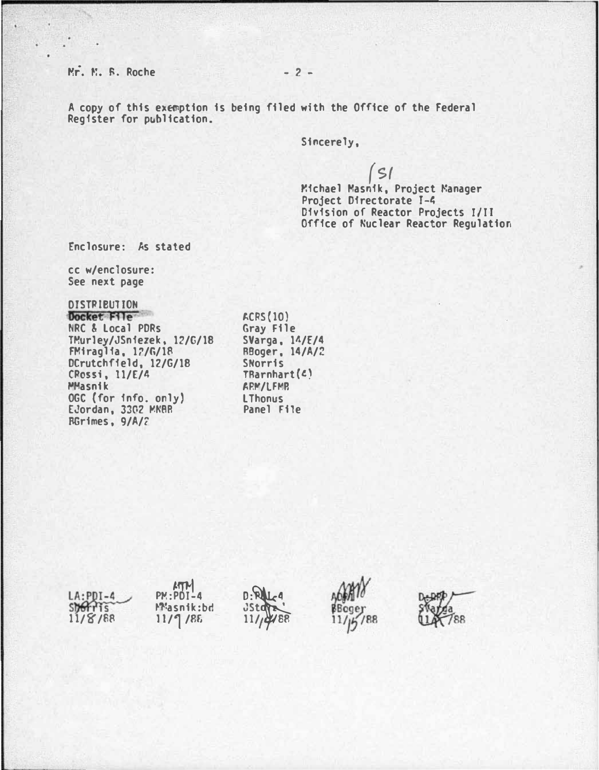Mr. M. R. Roche

A copy of this exemption is being filed with the Office of the Federal Register for publication.

Sincerely,

/S/

Michael Masnik, Project Manager
Project Directorate I-4
Division of Reactor Projects I/II
Office of Nuclear Reactor Regulation

Enclosure: As stated

cc w/enclosure:
See next page

DISTRIBUTION

Docket File
NRC & Local PDRs
TMurley/JSniezek, 12/G/18
FMiraglia, 12/G/18
DCrutchfield, 12/G/18
CRossi, 11/E/4
MMasnik
OGC (for info. only)
EJordan, 3302 MNBB
BGrimes, 9/A/2
ACRS(10)
Gray File
SVarga, 14/E/4
BBoger, 14/A/2
SNorris
TBarnhart(4)
ARM/LFMB
LThonus
Panel File

| LA:PDI-4 | PM:PDI-4 | D:PDI-4 | ADRI | D:DRP |
|---|---|---|---|---|
| SNorris | MMasnik:bd | JStolz | BBoger | SVarga |
| 11/8/88 | 11/9/88 | 11/10/88 | 11/15/88 | 11/ /88 |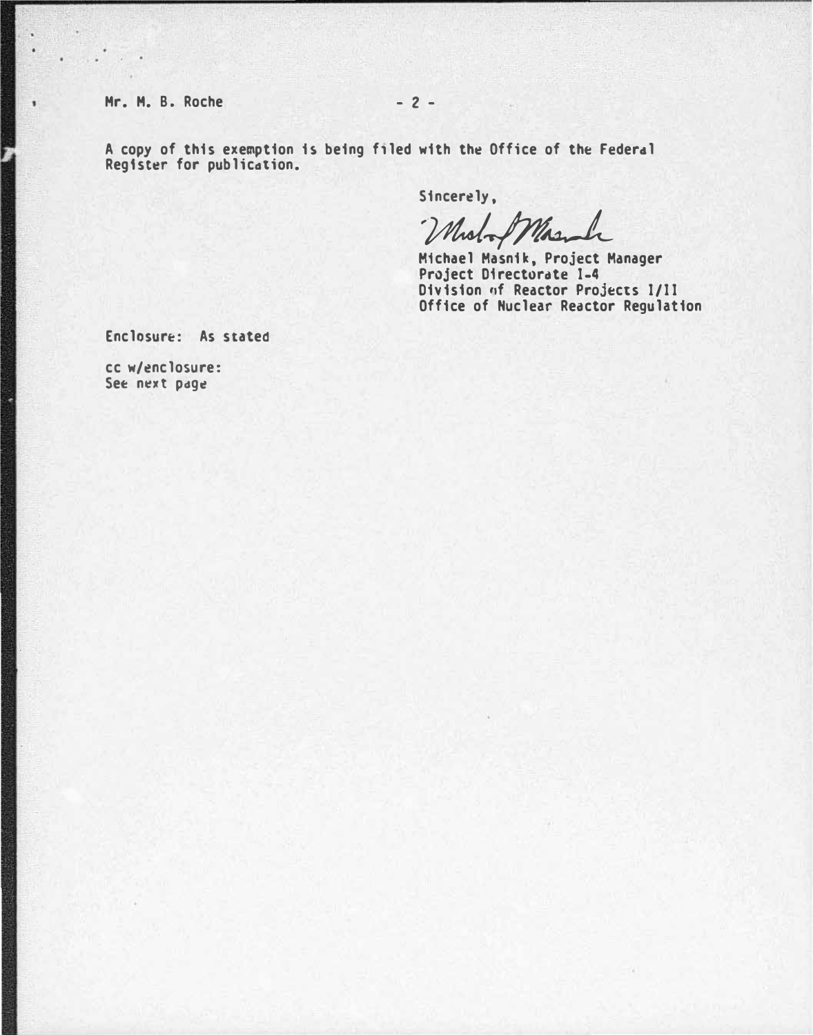Mr. M. B. Roche

A copy of this exemption is being filed with the Office of the Federal Register for publication.

Sincerely,

Michael Masnik, Project Manager
Project Directorate 1-4
Division of Reactor Projects I/II
Office of Nuclear Reactor Regulation

Enclosure: As stated

cc w/enclosure:
See next page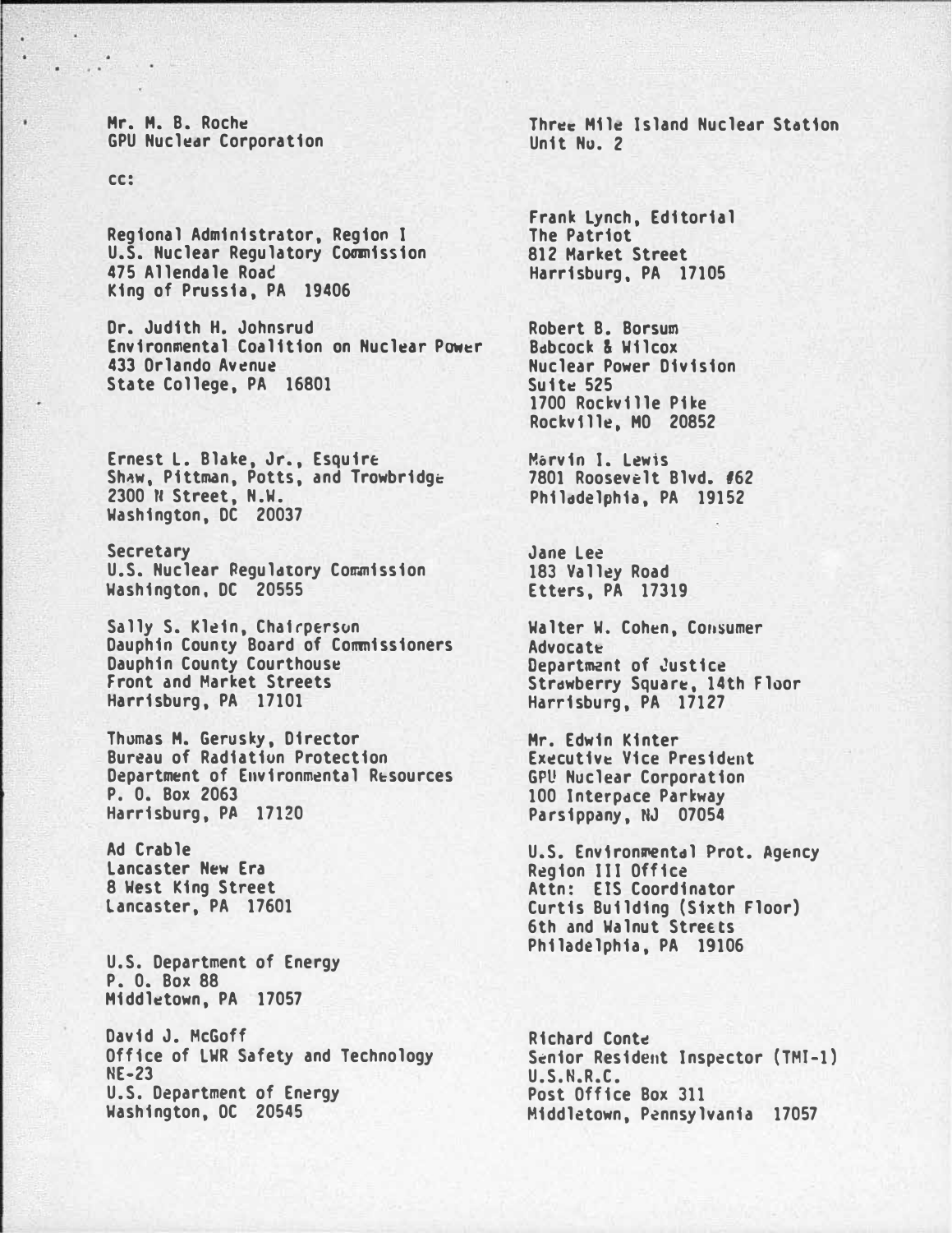Mr. M. B. Roche
GPU Nuclear Corporation

Three Mile Island Nuclear Station
Unit No. 2

cc:

Regional Administrator, Region I
U.S. Nuclear Regulatory Commission
475 Allendale Road
King of Prussia, PA 19406

Dr. Judith H. Johnsrud
Environmental Coalition on Nuclear Power
433 Orlando Avenue
State College, PA 16801

Ernest L. Blake, Jr., Esquire
Shaw, Pittman, Potts, and Trowbridge
2300 N Street, N.W.
Washington, DC 20037

Secretary
U.S. Nuclear Regulatory Commission
Washington, DC 20555

Sally S. Klein, Chairperson
Dauphin County Board of Commissioners
Dauphin County Courthouse
Front and Market Streets
Harrisburg, PA 17101

Thomas M. Gerusky, Director
Bureau of Radiation Protection
Department of Environmental Resources
P. O. Box 2063
Harrisburg, PA 17120

Ad Crable
Lancaster New Era
8 West King Street
Lancaster, PA 17601

U.S. Department of Energy
P. O. Box 88
Middletown, PA 17057

David J. McGoff
Office of LWR Safety and Technology
NE-23
U.S. Department of Energy
Washington, DC 20545

Frank Lynch, Editorial
The Patriot
812 Market Street
Harrisburg, PA 17105

Robert B. Borsum
Babcock & Wilcox
Nuclear Power Division
Suite 525
1700 Rockville Pike
Rockville, MD 20852

Marvin I. Lewis
7801 Roosevelt Blvd. #62
Philadelphia, PA 19152

Jane Lee
183 Valley Road
Etters, PA 17319

Walter W. Cohen, Consumer
Advocate
Department of Justice
Strawberry Square, 14th Floor
Harrisburg, PA 17127

Mr. Edwin Kinter
Executive Vice President
GPU Nuclear Corporation
100 Interpace Parkway
Parsippany, NJ 07054

U.S. Environmental Prot. Agency
Region III Office
Attn: EIS Coordinator
Curtis Building (Sixth Floor)
6th and Walnut Streets
Philadelphia, PA 19106

Richard Conte
Senior Resident Inspector (TMI-1)
U.S.N.R.C.
Post Office Box 311
Middletown, Pennsylvania 17057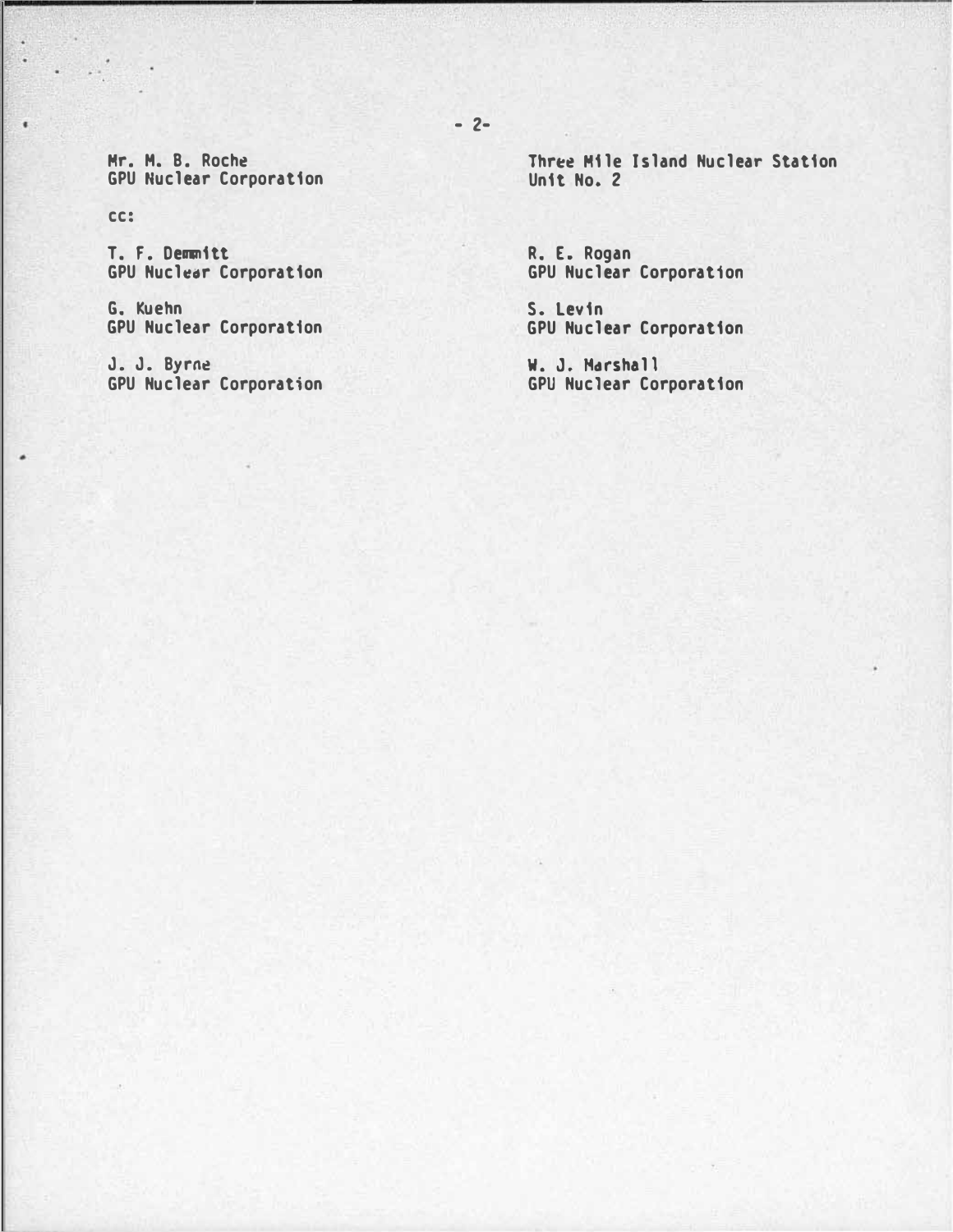Mr. M. B. Roche
GPU Nuclear Corporation

Three Mile Island Nuclear Station
Unit No. 2

cc:

T. F. Demmitt
GPU Nuclear Corporation

R. E. Rogan
GPU Nuclear Corporation

G. Kuehn
GPU Nuclear Corporation

S. Levin
GPU Nuclear Corporation

J. J. Byrne
GPU Nuclear Corporation

W. J. Marshall
GPU Nuclear Corporation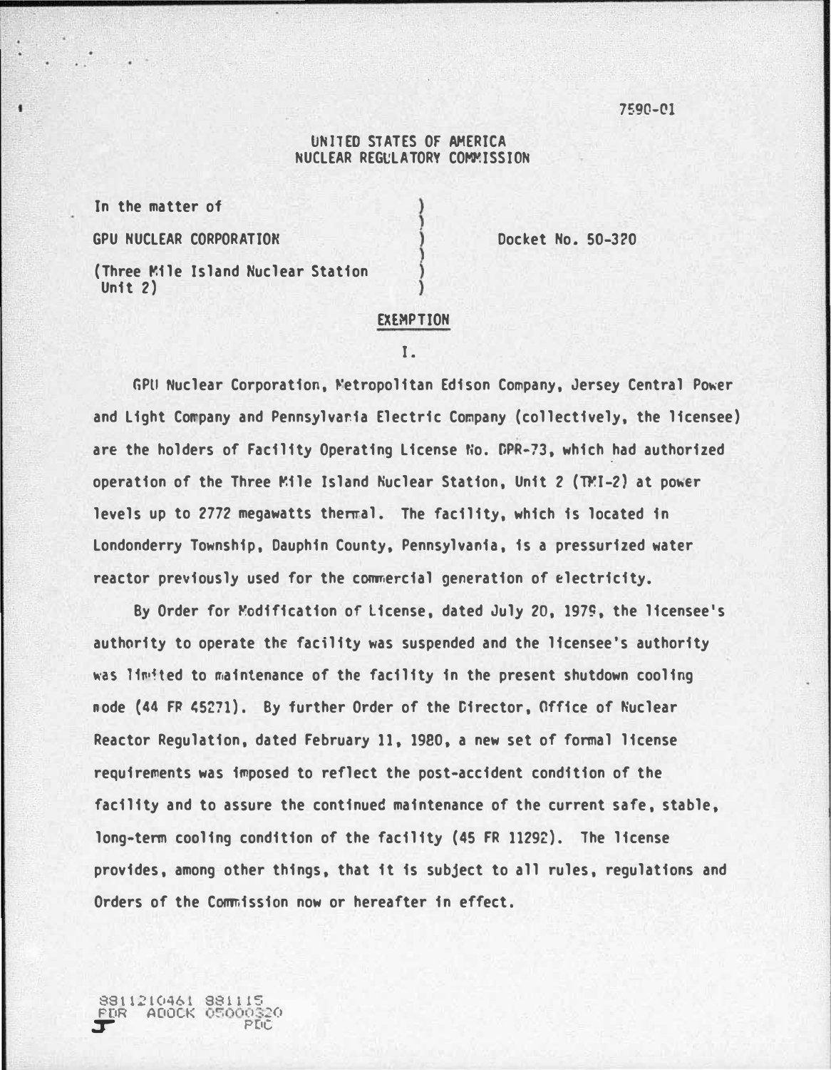7590-01

UNITED STATES OF AMERICA
NUCLEAR REGULATORY COMMISSION

In the matter of
GPU NUCLEAR CORPORATION
(Three Mile Island Nuclear Station Unit 2)

Docket No. 50-320

## EXEMPTION

I.

GPU Nuclear Corporation, Metropolitan Edison Company, Jersey Central Power and Light Company and Pennsylvania Electric Company (collectively, the licensee) are the holders of Facility Operating License No. DPR-73, which had authorized operation of the Three Mile Island Nuclear Station, Unit 2 (TMI-2) at power levels up to 2772 megawatts thermal. The facility, which is located in Londonderry Township, Dauphin County, Pennsylvania, is a pressurized water reactor previously used for the commercial generation of electricity.

By Order for Modification of License, dated July 20, 1979, the licensee's authority to operate the facility was suspended and the licensee's authority was limited to maintenance of the facility in the present shutdown cooling mode (44 FR 45271). By further Order of the Director, Office of Nuclear Reactor Regulation, dated February 11, 1980, a new set of formal license requirements was imposed to reflect the post-accident condition of the facility and to assure the continued maintenance of the current safe, stable, long-term cooling condition of the facility (45 FR 11292). The license provides, among other things, that it is subject to all rules, regulations and Orders of the Commission now or hereafter in effect.

8811210461 881115
PDR ADOCK 05000320
P PDC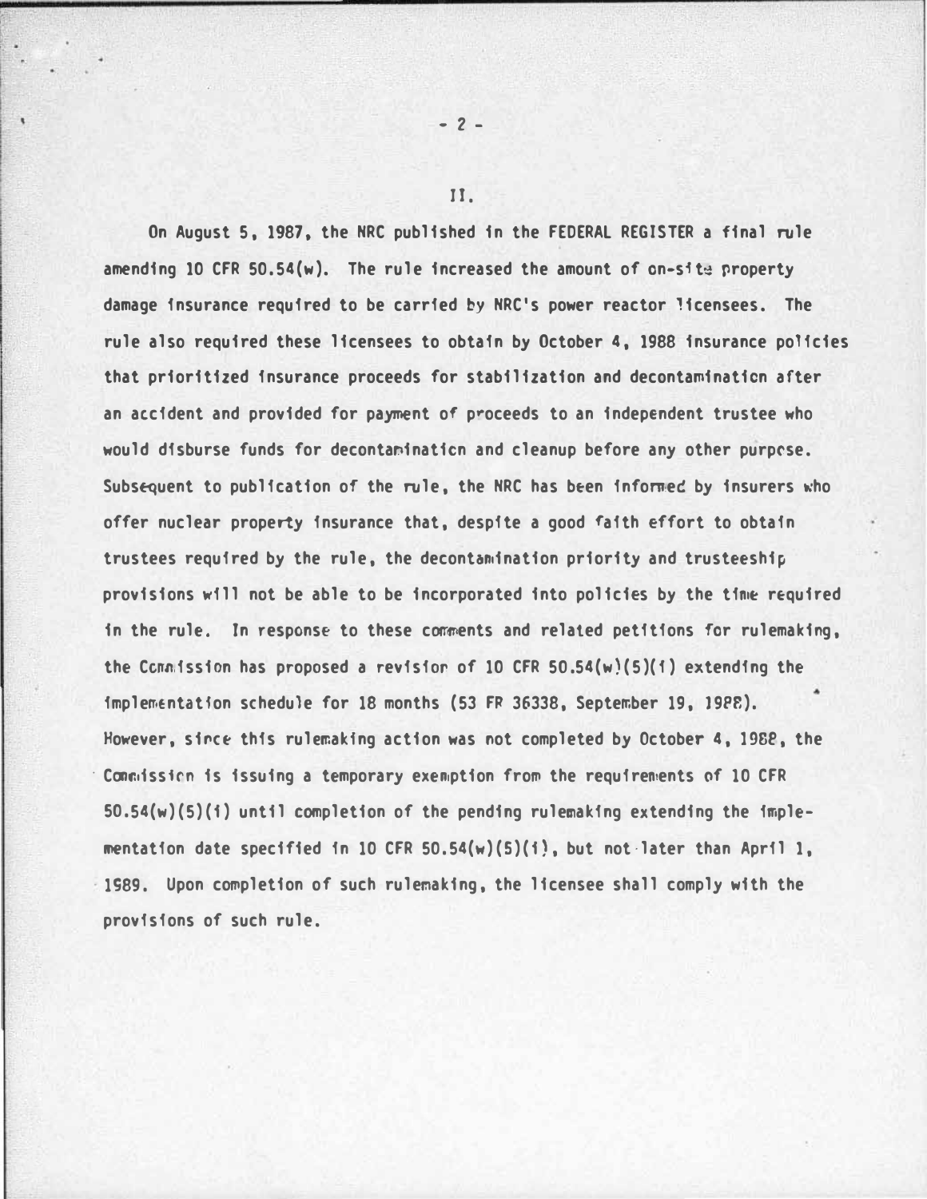II.

On August 5, 1987, the NRC published in the FEDERAL REGISTER a final rule amending 10 CFR 50.54(w). The rule increased the amount of on-site property damage insurance required to be carried by NRC's power reactor licensees. The rule also required these licensees to obtain by October 4, 1988 insurance policies that prioritized insurance proceeds for stabilization and decontamination after an accident and provided for payment of proceeds to an independent trustee who would disburse funds for decontamination and cleanup before any other purpose. Subsequent to publication of the rule, the NRC has been informed by insurers who offer nuclear property insurance that, despite a good faith effort to obtain trustees required by the rule, the decontamination priority and trusteeship provisions will not be able to be incorporated into policies by the time required in the rule. In response to these comments and related petitions for rulemaking, the Commission has proposed a revision of 10 CFR 50.54(w)(5)(i) extending the implementation schedule for 18 months (53 FR 36338, September 19, 1988). However, since this rulemaking action was not completed by October 4, 1988, the Commission is issuing a temporary exemption from the requirements of 10 CFR 50.54(w)(5)(i) until completion of the pending rulemaking extending the implementation date specified in 10 CFR 50.54(w)(5)(i), but not later than April 1, 1989. Upon completion of such rulemaking, the licensee shall comply with the provisions of such rule.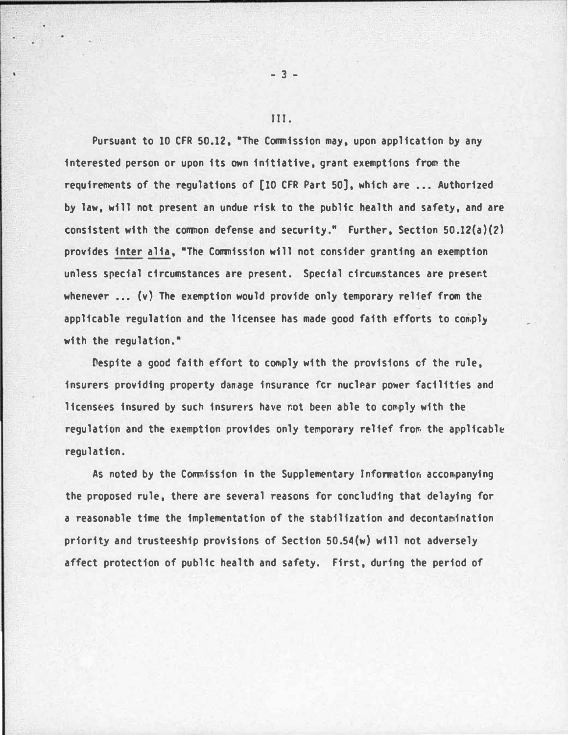III.

Pursuant to 10 CFR 50.12, "The Commission may, upon application by any interested person or upon its own initiative, grant exemptions from the requirements of the regulations of [10 CFR Part 50], which are ... Authorized by law, will not present an undue risk to the public health and safety, and are consistent with the common defense and security." Further, Section 50.12(a)(2) provides inter alia, "The Commission will not consider granting an exemption unless special circumstances are present. Special circumstances are present whenever ... (v) The exemption would provide only temporary relief from the applicable regulation and the licensee has made good faith efforts to comply with the regulation."

Despite a good faith effort to comply with the provisions of the rule, insurers providing property damage insurance for nuclear power facilities and licensees insured by such insurers have not been able to comply with the regulation and the exemption provides only temporary relief from the applicable regulation.

As noted by the Commission in the Supplementary Information accompanying the proposed rule, there are several reasons for concluding that delaying for a reasonable time the implementation of the stabilization and decontamination priority and trusteeship provisions of Section 50.54(w) will not adversely affect protection of public health and safety. First, during the period of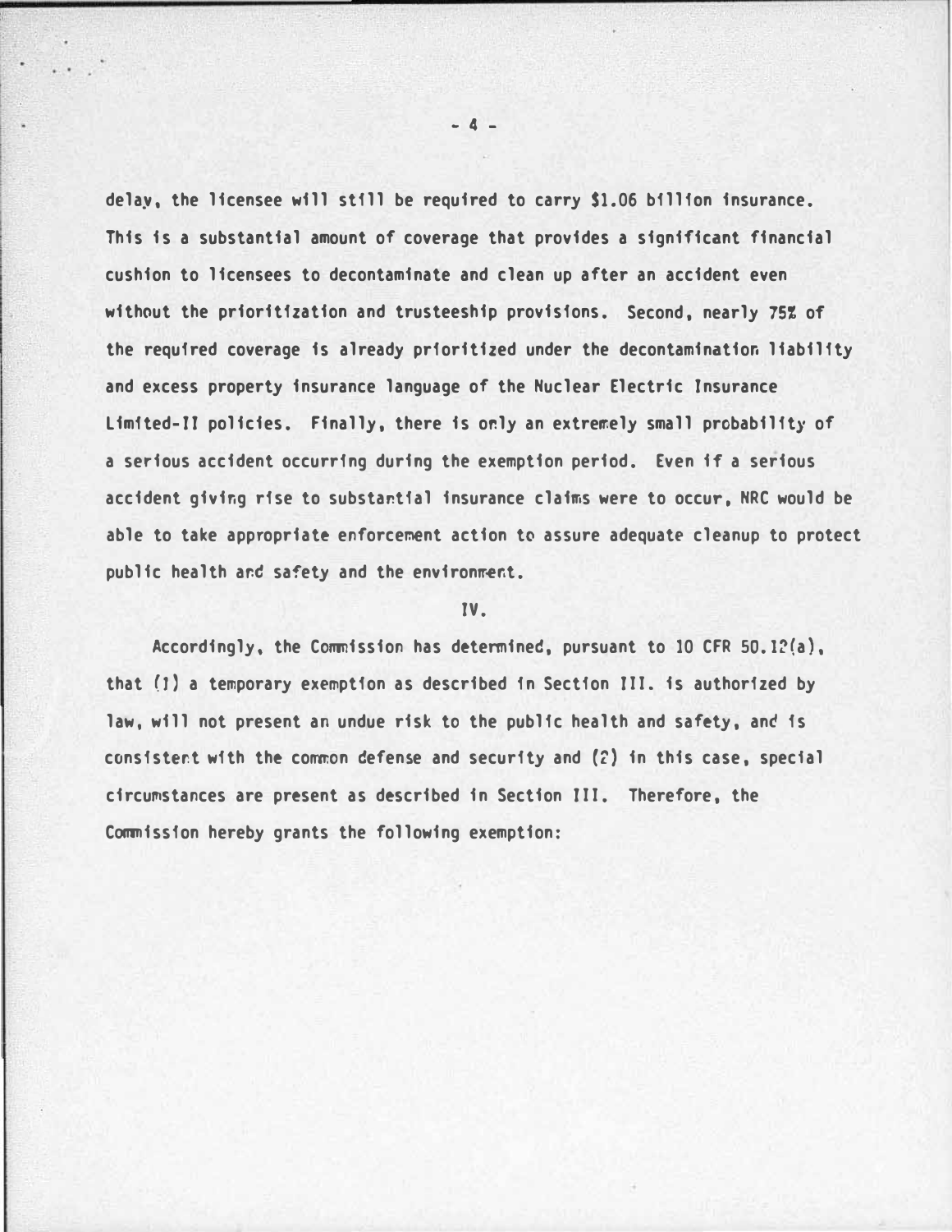delay, the licensee will still be required to carry $1.06 billion insurance. This is a substantial amount of coverage that provides a significant financial cushion to licensees to decontaminate and clean up after an accident even without the prioritization and trusteeship provisions. Second, nearly 75% of the required coverage is already prioritized under the decontamination liability and excess property insurance language of the Nuclear Electric Insurance Limited-II policies. Finally, there is only an extremely small probability of a serious accident occurring during the exemption period. Even if a serious accident giving rise to substantial insurance claims were to occur, NRC would be able to take appropriate enforcement action to assure adequate cleanup to protect public health and safety and the environment.

## IV.

Accordingly, the Commission has determined, pursuant to 10 CFR 50.12(a), that (1) a temporary exemption as described in Section III. is authorized by law, will not present an undue risk to the public health and safety, and is consistent with the common defense and security and (2) in this case, special circumstances are present as described in Section III. Therefore, the Commission hereby grants the following exemption: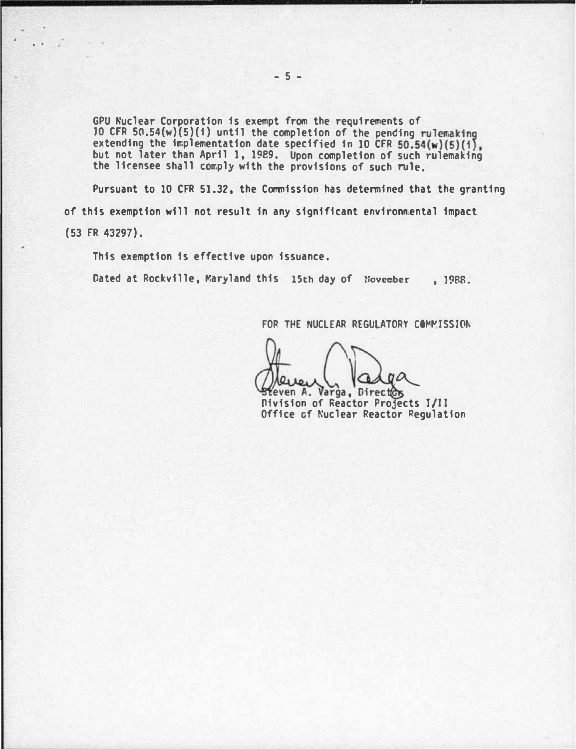GPU Nuclear Corporation is exempt from the requirements of 10 CFR 50.54(w)(5)(i) until the completion of the pending rulemaking extending the implementation date specified in 10 CFR 50.54(w)(5)(i), but not later than April 1, 1989. Upon completion of such rulemaking the licensee shall comply with the provisions of such rule.

Pursuant to 10 CFR 51.32, the Commission has determined that the granting of this exemption will not result in any significant environmental impact (53 FR 43297).

This exemption is effective upon issuance.

Dated at Rockville, Maryland this 15th day of November, 1988.

FOR THE NUCLEAR REGULATORY COMMISSION

Steven A. Varga, Director
Division of Reactor Projects I/II
Office of Nuclear Reactor Regulation